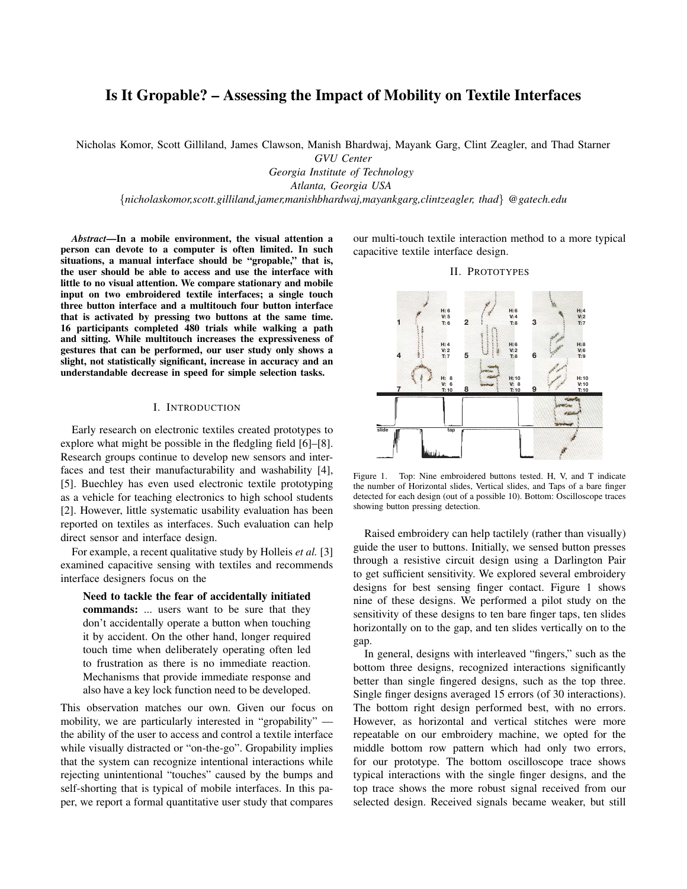# Is It Gropable? – Assessing the Impact of Mobility on Textile Interfaces

Nicholas Komor, Scott Gilliland, James Clawson, Manish Bhardwaj, Mayank Garg, Clint Zeagler, and Thad Starner

*GVU Center*
*Georgia Institute of Technology*
*Atlanta, Georgia USA*
{*nicholaskomor,scott.gilliland,jamer,manishbhardwaj,mayankgarg,clintzeagler, thad*} *@gatech.edu*

***Abstract*—In a mobile environment, the visual attention a person can devote to a computer is often limited. In such situations, a manual interface should be "gropable," that is, the user should be able to access and use the interface with little to no visual attention. We compare stationary and mobile input on two embroidered textile interfaces; a single touch three button interface and a multitouch four button interface that is activated by pressing two buttons at the same time. 16 participants completed 480 trials while walking a path and sitting. While multitouch increases the expressiveness of gestures that can be performed, our user study only shows a slight, not statistically significant, increase in accuracy and an understandable decrease in speed for simple selection tasks.**

## I. Introduction

Early research on electronic textiles created prototypes to explore what might be possible in the fledgling field [6]–[8]. Research groups continue to develop new sensors and interfaces and test their manufacturability and washability [4], [5]. Buechley has even used electronic textile prototyping as a vehicle for teaching electronics to high school students [2]. However, little systematic usability evaluation has been reported on textiles as interfaces. Such evaluation can help direct sensor and interface design.

For example, a recent qualitative study by Holleis *et al.* [3] examined capacitive sensing with textiles and recommends interface designers focus on the

> **Need to tackle the fear of accidentally initiated commands:** ... users want to be sure that they don't accidentally operate a button when touching it by accident. On the other hand, longer required touch time when deliberately operating often led to frustration as there is no immediate reaction. Mechanisms that provide immediate response and also have a key lock function need to be developed.

This observation matches our own. Given our focus on mobility, we are particularly interested in "gropability" — the ability of the user to access and control a textile interface while visually distracted or "on-the-go". Gropability implies that the system can recognize intentional interactions while rejecting unintentional "touches" caused by the bumps and self-shorting that is typical of mobile interfaces. In this paper, we report a formal quantitative user study that compares our multi-touch textile interaction method to a more typical capacitive textile interface design.

## II. Prototypes

Figure 1. Top: Nine embroidered buttons tested. H, V, and T indicate the number of Horizontal slides, Vertical slides, and Taps of a bare finger detected for each design (out of a possible 10). Bottom: Oscilloscope traces showing button pressing detection.

Raised embroidery can help tactilely (rather than visually) guide the user to buttons. Initially, we sensed button presses through a resistive circuit design using a Darlington Pair to get sufficient sensitivity. We explored several embroidery designs for best sensing finger contact. Figure 1 shows nine of these designs. We performed a pilot study on the sensitivity of these designs to ten bare finger taps, ten slides horizontally on to the gap, and ten slides vertically on to the gap.

In general, designs with interleaved "fingers," such as the bottom three designs, recognized interactions significantly better than single fingered designs, such as the top three. Single finger designs averaged 15 errors (of 30 interactions). The bottom right design performed best, with no errors. However, as horizontal and vertical stitches were more repeatable on our embroidery machine, we opted for the middle bottom row pattern which had only two errors, for our prototype. The bottom oscilloscope trace shows typical interactions with the single finger designs, and the top trace shows the more robust signal received from our selected design. Received signals became weaker, but still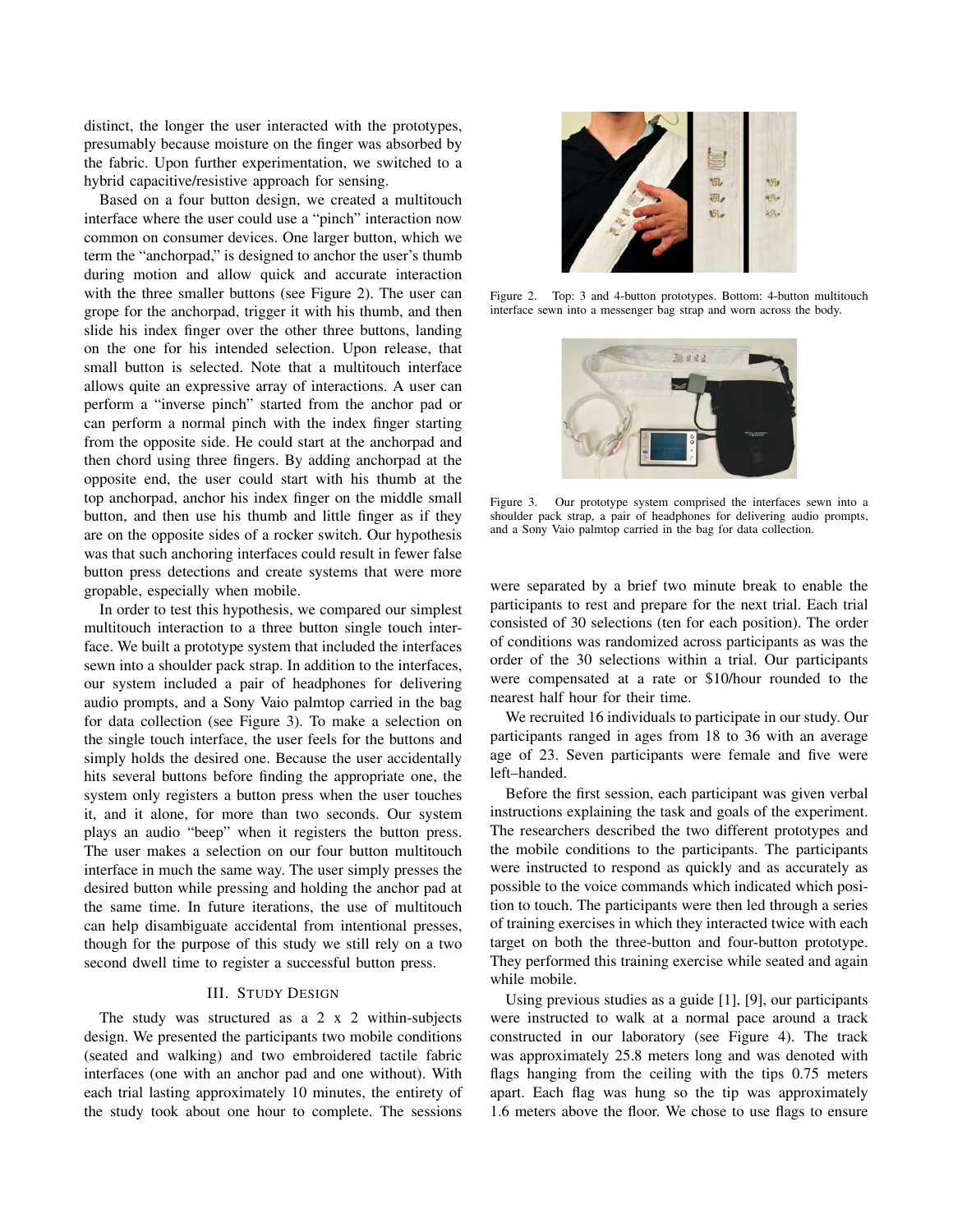distinct, the longer the user interacted with the prototypes, presumably because moisture on the finger was absorbed by the fabric. Upon further experimentation, we switched to a hybrid capacitive/resistive approach for sensing.

Based on a four button design, we created a multitouch interface where the user could use a "pinch" interaction now common on consumer devices. One larger button, which we term the "anchorpad," is designed to anchor the user's thumb during motion and allow quick and accurate interaction with the three smaller buttons (see Figure 2). The user can grope for the anchorpad, trigger it with his thumb, and then slide his index finger over the other three buttons, landing on the one for his intended selection. Upon release, that small button is selected. Note that a multitouch interface allows quite an expressive array of interactions. A user can perform a "inverse pinch" started from the anchor pad or can perform a normal pinch with the index finger starting from the opposite side. He could start at the anchorpad and then chord using three fingers. By adding anchorpad at the opposite end, the user could start with his thumb at the top anchorpad, anchor his index finger on the middle small button, and then use his thumb and little finger as if they are on the opposite sides of a rocker switch. Our hypothesis was that such anchoring interfaces could result in fewer false button press detections and create systems that were more gropable, especially when mobile.

In order to test this hypothesis, we compared our simplest multitouch interaction to a three button single touch interface. We built a prototype system that included the interfaces sewn into a shoulder pack strap. In addition to the interfaces, our system included a pair of headphones for delivering audio prompts, and a Sony Vaio palmtop carried in the bag for data collection (see Figure 3). To make a selection on the single touch interface, the user feels for the buttons and simply holds the desired one. Because the user accidentally hits several buttons before finding the appropriate one, the system only registers a button press when the user touches it, and it alone, for more than two seconds. Our system plays an audio "beep" when it registers the button press. The user makes a selection on our four button multitouch interface in much the same way. The user simply presses the desired button while pressing and holding the anchor pad at the same time. In future iterations, the use of multitouch can help disambiguate accidental from intentional presses, though for the purpose of this study we still rely on a two second dwell time to register a successful button press.

Figure 2. Top: 3 and 4-button prototypes. Bottom: 4-button multitouch interface sewn into a messenger bag strap and worn across the body.

Figure 3. Our prototype system comprised the interfaces sewn into a shoulder pack strap, a pair of headphones for delivering audio prompts, and a Sony Vaio palmtop carried in the bag for data collection.

## III. Study Design

The study was structured as a 2 x 2 within-subjects design. We presented the participants two mobile conditions (seated and walking) and two embroidered tactile fabric interfaces (one with an anchor pad and one without). With each trial lasting approximately 10 minutes, the entirety of the study took about one hour to complete. The sessions were separated by a brief two minute break to enable the participants to rest and prepare for the next trial. Each trial consisted of 30 selections (ten for each position). The order of conditions was randomized across participants as was the order of the 30 selections within a trial. Our participants were compensated at a rate or $10/hour rounded to the nearest half hour for their time.

We recruited 16 individuals to participate in our study. Our participants ranged in ages from 18 to 36 with an average age of 23. Seven participants were female and five were left–handed.

Before the first session, each participant was given verbal instructions explaining the task and goals of the experiment. The researchers described the two different prototypes and the mobile conditions to the participants. The participants were instructed to respond as quickly and as accurately as possible to the voice commands which indicated which position to touch. The participants were then led through a series of training exercises in which they interacted twice with each target on both the three-button and four-button prototype. They performed this training exercise while seated and again while mobile.

Using previous studies as a guide [1], [9], our participants were instructed to walk at a normal pace around a track constructed in our laboratory (see Figure 4). The track was approximately 25.8 meters long and was denoted with flags hanging from the ceiling with the tips 0.75 meters apart. Each flag was hung so the tip was approximately 1.6 meters above the floor. We chose to use flags to ensure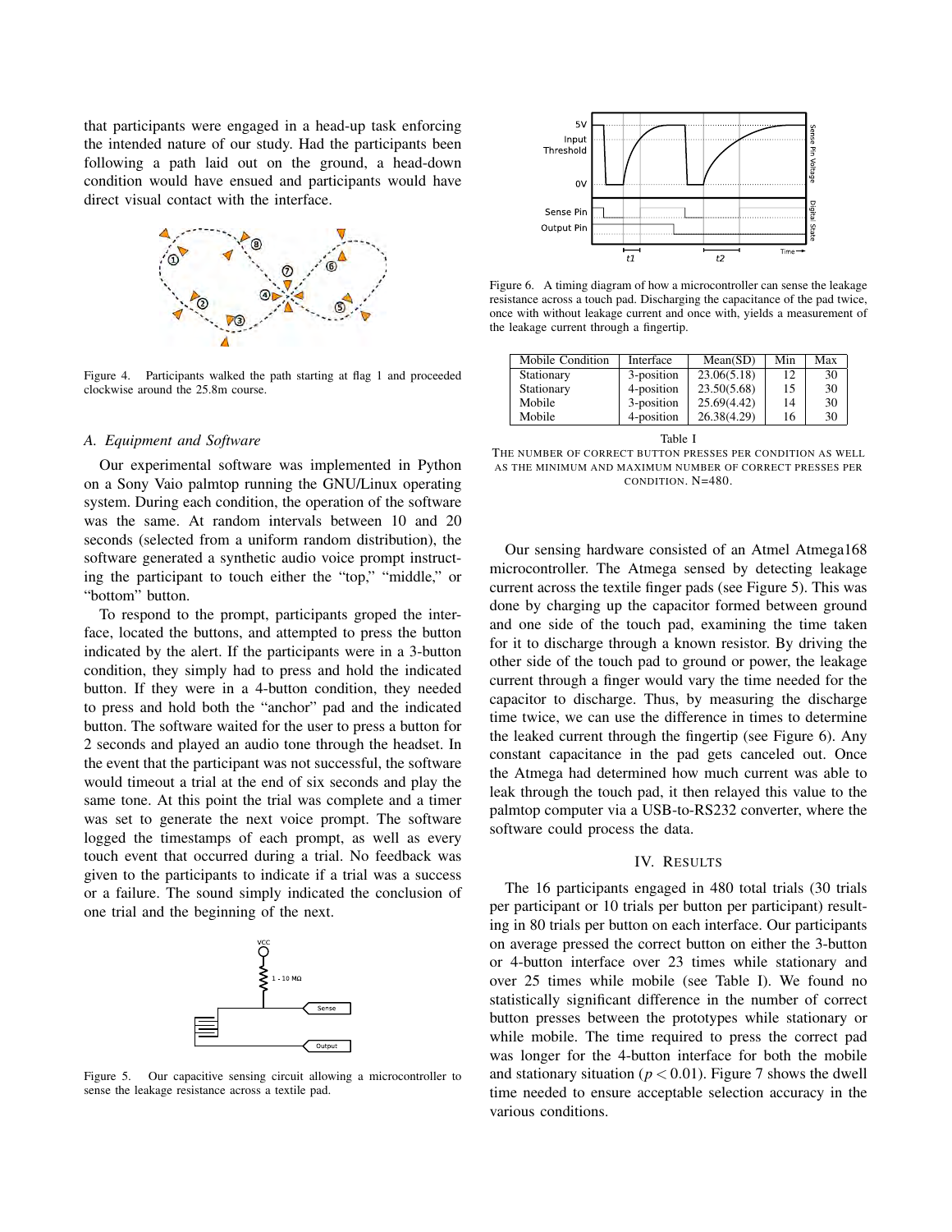that participants were engaged in a head-up task enforcing the intended nature of our study. Had the participants been following a path laid out on the ground, a head-down condition would have ensued and participants would have direct visual contact with the interface.

Figure 4. Participants walked the path starting at flag 1 and proceeded clockwise around the 25.8m course.

### A. Equipment and Software

Our experimental software was implemented in Python on a Sony Vaio palmtop running the GNU/Linux operating system. During each condition, the operation of the software was the same. At random intervals between 10 and 20 seconds (selected from a uniform random distribution), the software generated a synthetic audio voice prompt instructing the participant to touch either the "top," "middle," or "bottom" button.

To respond to the prompt, participants groped the interface, located the buttons, and attempted to press the button indicated by the alert. If the participants were in a 3-button condition, they simply had to press and hold the indicated button. If they were in a 4-button condition, they needed to press and hold both the "anchor" pad and the indicated button. The software waited for the user to press a button for 2 seconds and played an audio tone through the headset. In the event that the participant was not successful, the software would timeout a trial at the end of six seconds and play the same tone. At this point the trial was complete and a timer was set to generate the next voice prompt. The software logged the timestamps of each prompt, as well as every touch event that occurred during a trial. No feedback was given to the participants to indicate if a trial was a success or a failure. The sound simply indicated the conclusion of one trial and the beginning of the next.

Figure 5. Our capacitive sensing circuit allowing a microcontroller to sense the leakage resistance across a textile pad.

Figure 6. A timing diagram of how a microcontroller can sense the leakage resistance across a touch pad. Discharging the capacitance of the pad twice, once with without leakage current and once with, yields a measurement of the leakage current through a fingertip.

| Mobile Condition | Interface | Mean(SD) | Min | Max |
|---|---|---|---|---|
| Stationary | 3-position | 23.06(5.18) | 12 | 30 |
| Stationary | 4-position | 23.50(5.68) | 15 | 30 |
| Mobile | 3-position | 25.69(4.42) | 14 | 30 |
| Mobile | 4-position | 26.38(4.29) | 16 | 30 |

Table I

THE NUMBER OF CORRECT BUTTON PRESSES PER CONDITION AS WELL AS THE MINIMUM AND MAXIMUM NUMBER OF CORRECT PRESSES PER CONDITION. N=480.

Our sensing hardware consisted of an Atmel Atmega168 microcontroller. The Atmega sensed by detecting leakage current across the textile finger pads (see Figure 5). This was done by charging up the capacitor formed between ground and one side of the touch pad, examining the time taken for it to discharge through a known resistor. By driving the other side of the touch pad to ground or power, the leakage current through a finger would vary the time needed for the capacitor to discharge. Thus, by measuring the discharge time twice, we can use the difference in times to determine the leaked current through the fingertip (see Figure 6). Any constant capacitance in the pad gets canceled out. Once the Atmega had determined how much current was able to leak through the touch pad, it then relayed this value to the palmtop computer via a USB-to-RS232 converter, where the software could process the data.

## IV. Results

The 16 participants engaged in 480 total trials (30 trials per participant or 10 trials per button per participant) resulting in 80 trials per button on each interface. Our participants on average pressed the correct button on either the 3-button or 4-button interface over 23 times while stationary and over 25 times while mobile (see Table I). We found no statistically significant difference in the number of correct button presses between the prototypes while stationary or while mobile. The time required to press the correct pad was longer for the 4-button interface for both the mobile and stationary situation ($p < 0.01$). Figure 7 shows the dwell time needed to ensure acceptable selection accuracy in the various conditions.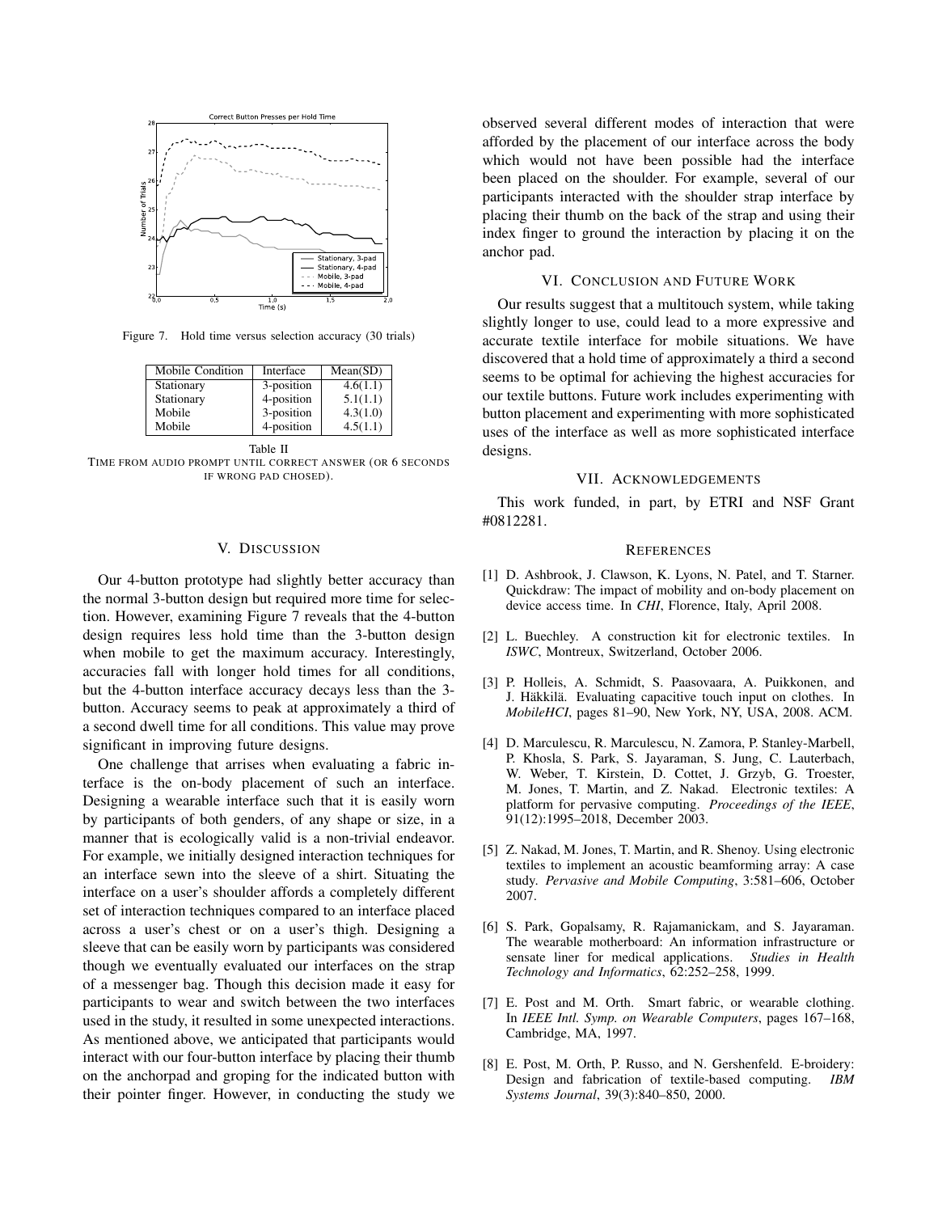Figure 7. Hold time versus selection accuracy (30 trials)

| Mobile Condition | Interface | Mean(SD) |
|---|---|---|
| Stationary | 3-position | 4.6(1.1) |
| Stationary | 4-position | 5.1(1.1) |
| Mobile | 3-position | 4.3(1.0) |
| Mobile | 4-position | 4.5(1.1) |

Table II
TIME FROM AUDIO PROMPT UNTIL CORRECT ANSWER (OR 6 SECONDS IF WRONG PAD CHOSED).

## V. DISCUSSION

Our 4-button prototype had slightly better accuracy than the normal 3-button design but required more time for selection. However, examining Figure 7 reveals that the 4-button design requires less hold time than the 3-button design when mobile to get the maximum accuracy. Interestingly, accuracies fall with longer hold times for all conditions, but the 4-button interface accuracy decays less than the 3-button. Accuracy seems to peak at approximately a third of a second dwell time for all conditions. This value may prove significant in improving future designs.

One challenge that arrises when evaluating a fabric interface is the on-body placement of such an interface. Designing a wearable interface such that it is easily worn by participants of both genders, of any shape or size, in a manner that is ecologically valid is a non-trivial endeavor. For example, we initially designed interaction techniques for an interface sewn into the sleeve of a shirt. Situating the interface on a user's shoulder affords a completely different set of interaction techniques compared to an interface placed across a user's chest or on a user's thigh. Designing a sleeve that can be easily worn by participants was considered though we eventually evaluated our interfaces on the strap of a messenger bag. Though this decision made it easy for participants to wear and switch between the two interfaces used in the study, it resulted in some unexpected interactions. As mentioned above, we anticipated that participants would interact with our four-button interface by placing their thumb on the anchorpad and groping for the indicated button with their pointer finger. However, in conducting the study we observed several different modes of interaction that were afforded by the placement of our interface across the body which would not have been possible had the interface been placed on the shoulder. For example, several of our participants interacted with the shoulder strap interface by placing their thumb on the back of the strap and using their index finger to ground the interaction by placing it on the anchor pad.

## VI. CONCLUSION AND FUTURE WORK

Our results suggest that a multitouch system, while taking slightly longer to use, could lead to a more expressive and accurate textile interface for mobile situations. We have discovered that a hold time of approximately a third a second seems to be optimal for achieving the highest accuracies for our textile buttons. Future work includes experimenting with button placement and experimenting with more sophisticated uses of the interface as well as more sophisticated interface designs.

## VII. ACKNOWLEDGEMENTS

This work funded, in part, by ETRI and NSF Grant #0812281.

## REFERENCES

[1] D. Ashbrook, J. Clawson, K. Lyons, N. Patel, and T. Starner. Quickdraw: The impact of mobility and on-body placement on device access time. In *CHI*, Florence, Italy, April 2008.

[2] L. Buechley. A construction kit for electronic textiles. In *ISWC*, Montreux, Switzerland, October 2006.

[3] P. Holleis, A. Schmidt, S. Paasovaara, A. Puikkonen, and J. Häkkilä. Evaluating capacitive touch input on clothes. In *MobileHCI*, pages 81–90, New York, NY, USA, 2008. ACM.

[4] D. Marculescu, R. Marculescu, N. Zamora, P. Stanley-Marbell, P. Khosla, S. Park, S. Jayaraman, S. Jung, C. Lauterbach, W. Weber, T. Kirstein, D. Cottet, J. Grzyb, G. Troester, M. Jones, T. Martin, and Z. Nakad. Electronic textiles: A platform for pervasive computing. *Proceedings of the IEEE*, 91(12):1995–2018, December 2003.

[5] Z. Nakad, M. Jones, T. Martin, and R. Shenoy. Using electronic textiles to implement an acoustic beamforming array: A case study. *Pervasive and Mobile Computing*, 3:581–606, October 2007.

[6] S. Park, Gopalsamy, R. Rajamanickam, and S. Jayaraman. The wearable motherboard: An information infrastructure or sensate liner for medical applications. *Studies in Health Technology and Informatics*, 62:252–258, 1999.

[7] E. Post and M. Orth. Smart fabric, or wearable clothing. In *IEEE Intl. Symp. on Wearable Computers*, pages 167–168, Cambridge, MA, 1997.

[8] E. Post, M. Orth, P. Russo, and N. Gershenfeld. E-broidery: Design and fabrication of textile-based computing. *IBM Systems Journal*, 39(3):840–850, 2000.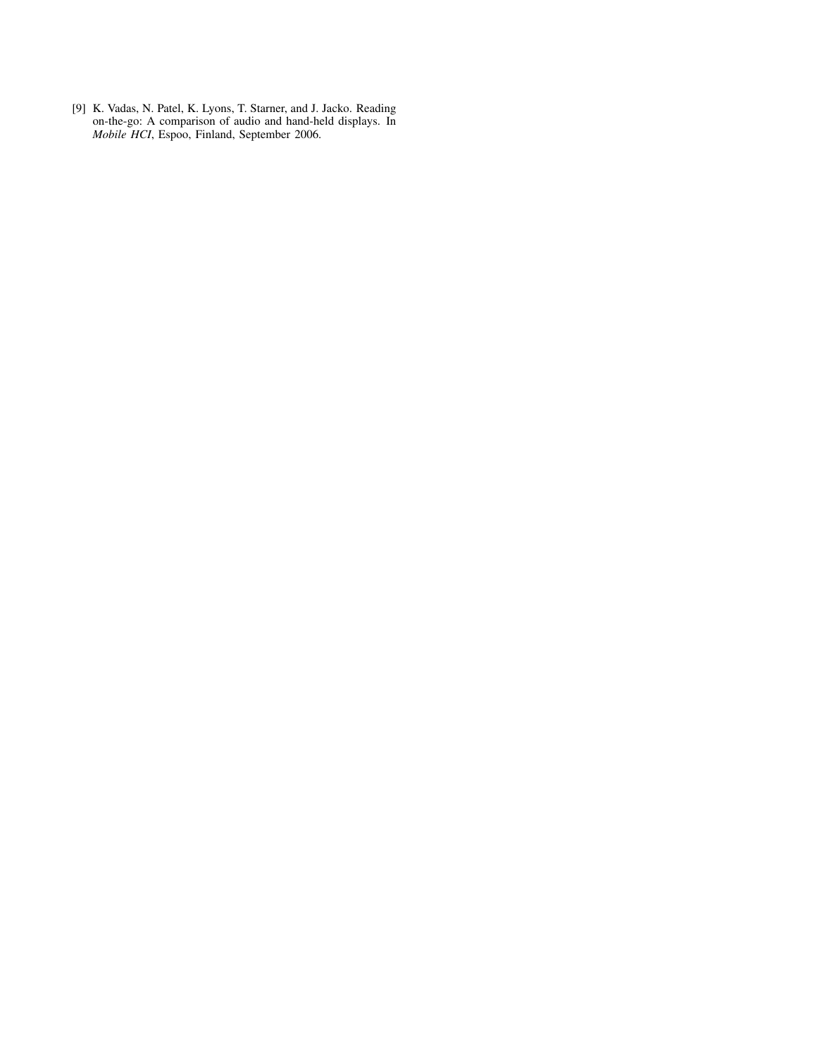[9] K. Vadas, N. Patel, K. Lyons, T. Starner, and J. Jacko. Reading on-the-go: A comparison of audio and hand-held displays. In *Mobile HCI*, Espoo, Finland, September 2006.